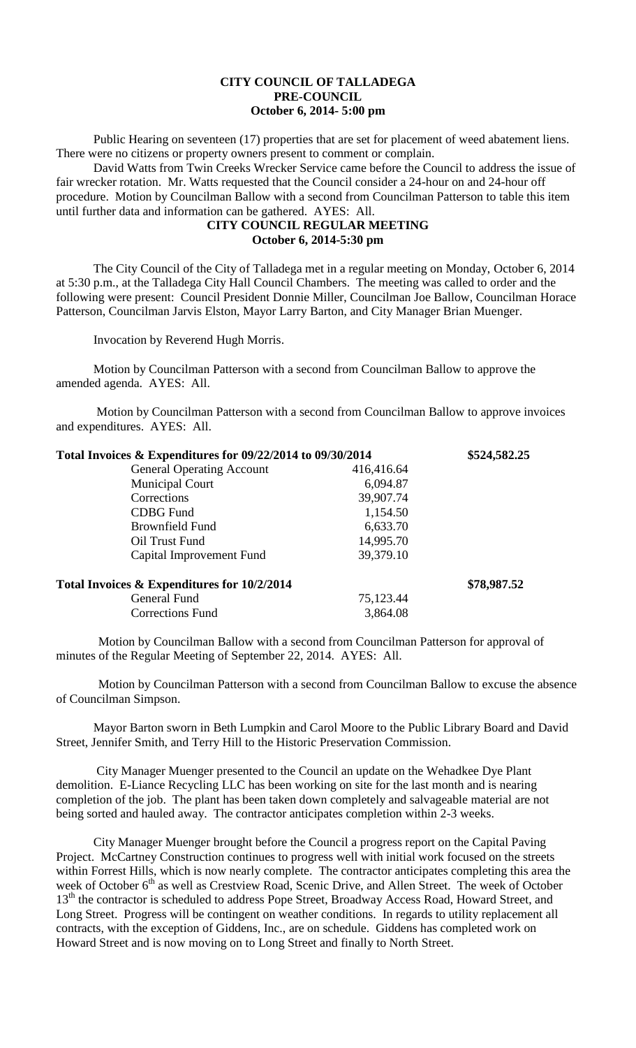**CITY COUNCIL OF TALLADEGA**
**PRE-COUNCIL**
**October 6, 2014- 5:00 pm**

Public Hearing on seventeen (17) properties that are set for placement of weed abatement liens. There were no citizens or property owners present to comment or complain.

David Watts from Twin Creeks Wrecker Service came before the Council to address the issue of fair wrecker rotation. Mr. Watts requested that the Council consider a 24-hour on and 24-hour off procedure. Motion by Councilman Ballow with a second from Councilman Patterson to table this item until further data and information can be gathered. AYES: All.

**CITY COUNCIL REGULAR MEETING**
**October 6, 2014-5:30 pm**

The City Council of the City of Talladega met in a regular meeting on Monday, October 6, 2014 at 5:30 p.m., at the Talladega City Hall Council Chambers. The meeting was called to order and the following were present: Council President Donnie Miller, Councilman Joe Ballow, Councilman Horace Patterson, Councilman Jarvis Elston, Mayor Larry Barton, and City Manager Brian Muenger.

Invocation by Reverend Hugh Morris.

Motion by Councilman Patterson with a second from Councilman Ballow to approve the amended agenda. AYES: All.

Motion by Councilman Patterson with a second from Councilman Ballow to approve invoices and expenditures. AYES: All.

| **Total Invoices & Expenditures for 09/22/2014 to 09/30/2014** | | **\$524,582.25** |
|---|---|---|
| General Operating Account | 416,416.64 | |
| Municipal Court | 6,094.87 | |
| Corrections | 39,907.74 | |
| CDBG Fund | 1,154.50 | |
| Brownfield Fund | 6,633.70 | |
| Oil Trust Fund | 14,995.70 | |
| Capital Improvement Fund | 39,379.10 | |
| **Total Invoices & Expenditures for 10/2/2014** | | **\$78,987.52** |
| General Fund | 75,123.44 | |
| Corrections Fund | 3,864.08 | |

Motion by Councilman Ballow with a second from Councilman Patterson for approval of minutes of the Regular Meeting of September 22, 2014. AYES: All.

Motion by Councilman Patterson with a second from Councilman Ballow to excuse the absence of Councilman Simpson.

Mayor Barton sworn in Beth Lumpkin and Carol Moore to the Public Library Board and David Street, Jennifer Smith, and Terry Hill to the Historic Preservation Commission.

City Manager Muenger presented to the Council an update on the Wehadkee Dye Plant demolition. E-Liance Recycling LLC has been working on site for the last month and is nearing completion of the job. The plant has been taken down completely and salvageable material are not being sorted and hauled away. The contractor anticipates completion within 2-3 weeks.

City Manager Muenger brought before the Council a progress report on the Capital Paving Project. McCartney Construction continues to progress well with initial work focused on the streets within Forrest Hills, which is now nearly complete. The contractor anticipates completing this area the week of October 6th as well as Crestview Road, Scenic Drive, and Allen Street. The week of October 13th the contractor is scheduled to address Pope Street, Broadway Access Road, Howard Street, and Long Street. Progress will be contingent on weather conditions. In regards to utility replacement all contracts, with the exception of Giddens, Inc., are on schedule. Giddens has completed work on Howard Street and is now moving on to Long Street and finally to North Street.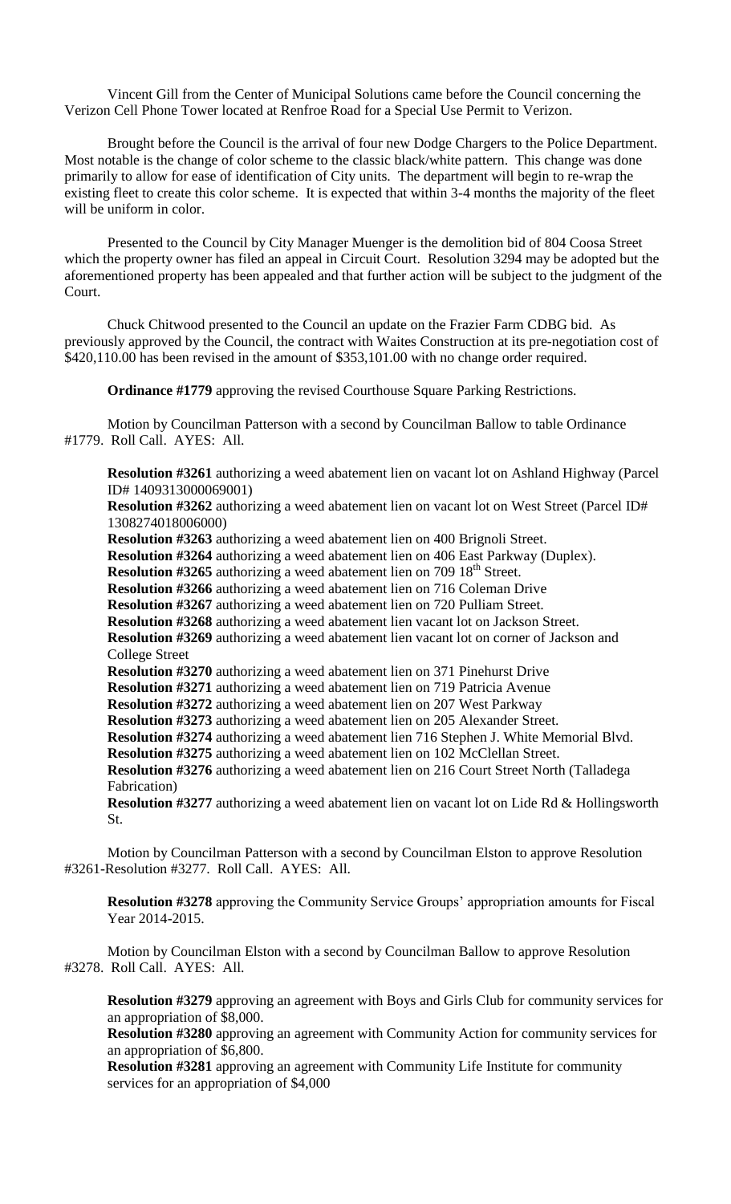Vincent Gill from the Center of Municipal Solutions came before the Council concerning the Verizon Cell Phone Tower located at Renfroe Road for a Special Use Permit to Verizon.

Brought before the Council is the arrival of four new Dodge Chargers to the Police Department. Most notable is the change of color scheme to the classic black/white pattern. This change was done primarily to allow for ease of identification of City units. The department will begin to re-wrap the existing fleet to create this color scheme. It is expected that within 3-4 months the majority of the fleet will be uniform in color.

Presented to the Council by City Manager Muenger is the demolition bid of 804 Coosa Street which the property owner has filed an appeal in Circuit Court. Resolution 3294 may be adopted but the aforementioned property has been appealed and that further action will be subject to the judgment of the Court.

Chuck Chitwood presented to the Council an update on the Frazier Farm CDBG bid. As previously approved by the Council, the contract with Waites Construction at its pre-negotiation cost of $420,110.00 has been revised in the amount of $353,101.00 with no change order required.

**Ordinance #1779** approving the revised Courthouse Square Parking Restrictions.

Motion by Councilman Patterson with a second by Councilman Ballow to table Ordinance #1779. Roll Call. AYES: All.

**Resolution #3261** authorizing a weed abatement lien on vacant lot on Ashland Highway (Parcel ID# 1409313000069001)
**Resolution #3262** authorizing a weed abatement lien on vacant lot on West Street (Parcel ID# 1308274018006000)
**Resolution #3263** authorizing a weed abatement lien on 400 Brignoli Street.
**Resolution #3264** authorizing a weed abatement lien on 406 East Parkway (Duplex).
**Resolution #3265** authorizing a weed abatement lien on 709 18th Street.
**Resolution #3266** authorizing a weed abatement lien on 716 Coleman Drive
**Resolution #3267** authorizing a weed abatement lien on 720 Pulliam Street.
**Resolution #3268** authorizing a weed abatement lien vacant lot on Jackson Street.
**Resolution #3269** authorizing a weed abatement lien vacant lot on corner of Jackson and College Street
**Resolution #3270** authorizing a weed abatement lien on 371 Pinehurst Drive
**Resolution #3271** authorizing a weed abatement lien on 719 Patricia Avenue
**Resolution #3272** authorizing a weed abatement lien on 207 West Parkway
**Resolution #3273** authorizing a weed abatement lien on 205 Alexander Street.
**Resolution #3274** authorizing a weed abatement lien 716 Stephen J. White Memorial Blvd.
**Resolution #3275** authorizing a weed abatement lien on 102 McClellan Street.
**Resolution #3276** authorizing a weed abatement lien on 216 Court Street North (Talladega Fabrication)
**Resolution #3277** authorizing a weed abatement lien on vacant lot on Lide Rd & Hollingsworth St.

Motion by Councilman Patterson with a second by Councilman Elston to approve Resolution #3261-Resolution #3277. Roll Call. AYES: All.

**Resolution #3278** approving the Community Service Groups' appropriation amounts for Fiscal Year 2014-2015.

Motion by Councilman Elston with a second by Councilman Ballow to approve Resolution #3278. Roll Call. AYES: All.

**Resolution #3279** approving an agreement with Boys and Girls Club for community services for an appropriation of $8,000.
**Resolution #3280** approving an agreement with Community Action for community services for an appropriation of $6,800.
**Resolution #3281** approving an agreement with Community Life Institute for community services for an appropriation of $4,000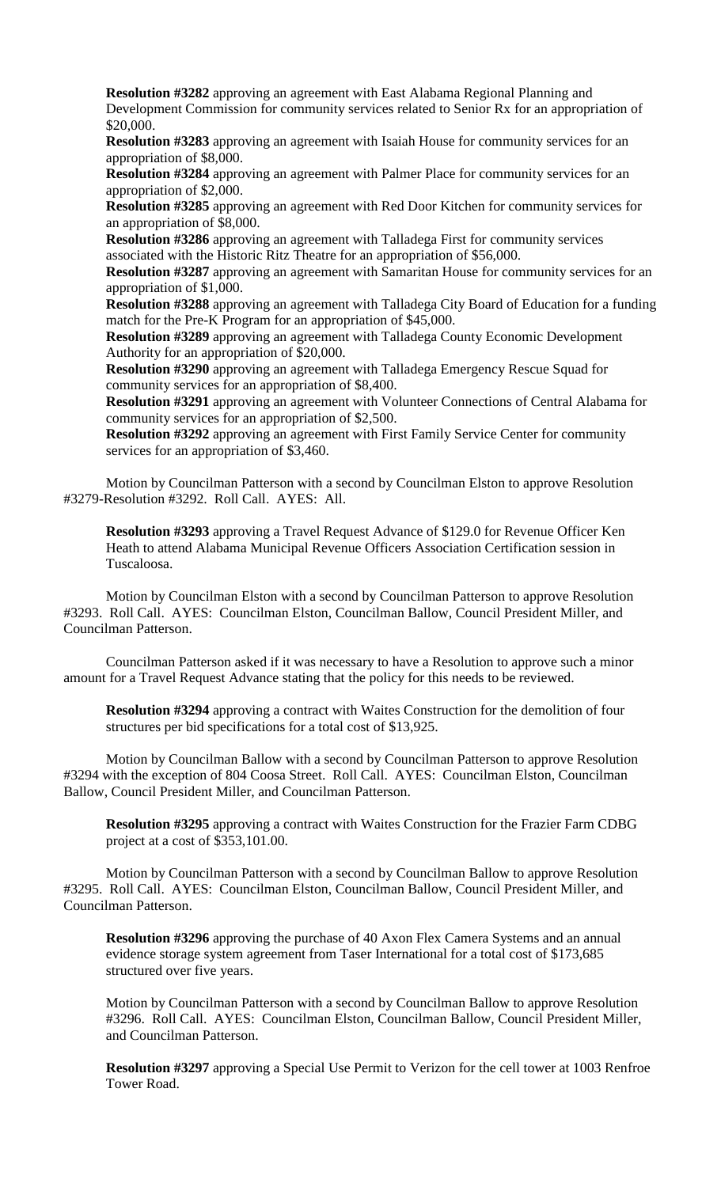**Resolution #3282** approving an agreement with East Alabama Regional Planning and Development Commission for community services related to Senior Rx for an appropriation of $20,000.

**Resolution #3283** approving an agreement with Isaiah House for community services for an appropriation of $8,000.

**Resolution #3284** approving an agreement with Palmer Place for community services for an appropriation of $2,000.

**Resolution #3285** approving an agreement with Red Door Kitchen for community services for an appropriation of $8,000.

**Resolution #3286** approving an agreement with Talladega First for community services associated with the Historic Ritz Theatre for an appropriation of $56,000.

**Resolution #3287** approving an agreement with Samaritan House for community services for an appropriation of $1,000.

**Resolution #3288** approving an agreement with Talladega City Board of Education for a funding match for the Pre-K Program for an appropriation of $45,000.

**Resolution #3289** approving an agreement with Talladega County Economic Development Authority for an appropriation of $20,000.

**Resolution #3290** approving an agreement with Talladega Emergency Rescue Squad for community services for an appropriation of $8,400.

**Resolution #3291** approving an agreement with Volunteer Connections of Central Alabama for community services for an appropriation of $2,500.

**Resolution #3292** approving an agreement with First Family Service Center for community services for an appropriation of $3,460.

Motion by Councilman Patterson with a second by Councilman Elston to approve Resolution #3279-Resolution #3292. Roll Call. AYES: All.

**Resolution #3293** approving a Travel Request Advance of $129.0 for Revenue Officer Ken Heath to attend Alabama Municipal Revenue Officers Association Certification session in Tuscaloosa.

Motion by Councilman Elston with a second by Councilman Patterson to approve Resolution #3293. Roll Call. AYES: Councilman Elston, Councilman Ballow, Council President Miller, and Councilman Patterson.

Councilman Patterson asked if it was necessary to have a Resolution to approve such a minor amount for a Travel Request Advance stating that the policy for this needs to be reviewed.

**Resolution #3294** approving a contract with Waites Construction for the demolition of four structures per bid specifications for a total cost of $13,925.

Motion by Councilman Ballow with a second by Councilman Patterson to approve Resolution #3294 with the exception of 804 Coosa Street. Roll Call. AYES: Councilman Elston, Councilman Ballow, Council President Miller, and Councilman Patterson.

**Resolution #3295** approving a contract with Waites Construction for the Frazier Farm CDBG project at a cost of $353,101.00.

Motion by Councilman Patterson with a second by Councilman Ballow to approve Resolution #3295. Roll Call. AYES: Councilman Elston, Councilman Ballow, Council President Miller, and Councilman Patterson.

**Resolution #3296** approving the purchase of 40 Axon Flex Camera Systems and an annual evidence storage system agreement from Taser International for a total cost of $173,685 structured over five years.

Motion by Councilman Patterson with a second by Councilman Ballow to approve Resolution #3296. Roll Call. AYES: Councilman Elston, Councilman Ballow, Council President Miller, and Councilman Patterson.

**Resolution #3297** approving a Special Use Permit to Verizon for the cell tower at 1003 Renfroe Tower Road.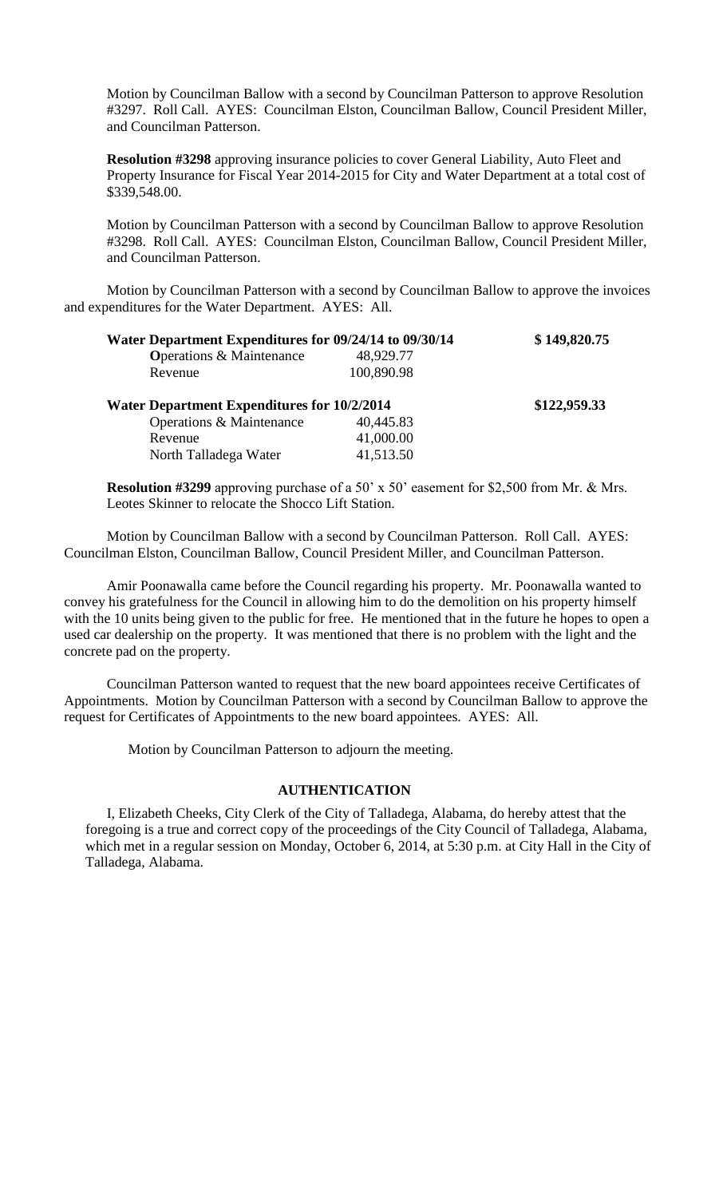Motion by Councilman Ballow with a second by Councilman Patterson to approve Resolution #3297. Roll Call. AYES: Councilman Elston, Councilman Ballow, Council President Miller, and Councilman Patterson.

**Resolution #3298** approving insurance policies to cover General Liability, Auto Fleet and Property Insurance for Fiscal Year 2014-2015 for City and Water Department at a total cost of $339,548.00.

Motion by Councilman Patterson with a second by Councilman Ballow to approve Resolution #3298. Roll Call. AYES: Councilman Elston, Councilman Ballow, Council President Miller, and Councilman Patterson.

Motion by Councilman Patterson with a second by Councilman Ballow to approve the invoices and expenditures for the Water Department. AYES: All.

| | | |
|---|---|---|
| **Water Department Expenditures for 09/24/14 to 09/30/14** | | **$ 149,820.75** |
| **O**perations & Maintenance | 48,929.77 | |
| Revenue | 100,890.98 | |
| **Water Department Expenditures for 10/2/2014** | | **$122,959.33** |
| Operations & Maintenance | 40,445.83 | |
| Revenue | 41,000.00 | |
| North Talladega Water | 41,513.50 | |

**Resolution #3299** approving purchase of a 50' x 50' easement for $2,500 from Mr. & Mrs. Leotes Skinner to relocate the Shocco Lift Station.

Motion by Councilman Ballow with a second by Councilman Patterson. Roll Call. AYES: Councilman Elston, Councilman Ballow, Council President Miller, and Councilman Patterson.

Amir Poonawalla came before the Council regarding his property. Mr. Poonawalla wanted to convey his gratefulness for the Council in allowing him to do the demolition on his property himself with the 10 units being given to the public for free. He mentioned that in the future he hopes to open a used car dealership on the property. It was mentioned that there is no problem with the light and the concrete pad on the property.

Councilman Patterson wanted to request that the new board appointees receive Certificates of Appointments. Motion by Councilman Patterson with a second by Councilman Ballow to approve the request for Certificates of Appointments to the new board appointees. AYES: All.

Motion by Councilman Patterson to adjourn the meeting.

## AUTHENTICATION

I, Elizabeth Cheeks, City Clerk of the City of Talladega, Alabama, do hereby attest that the foregoing is a true and correct copy of the proceedings of the City Council of Talladega, Alabama, which met in a regular session on Monday, October 6, 2014, at 5:30 p.m. at City Hall in the City of Talladega, Alabama.